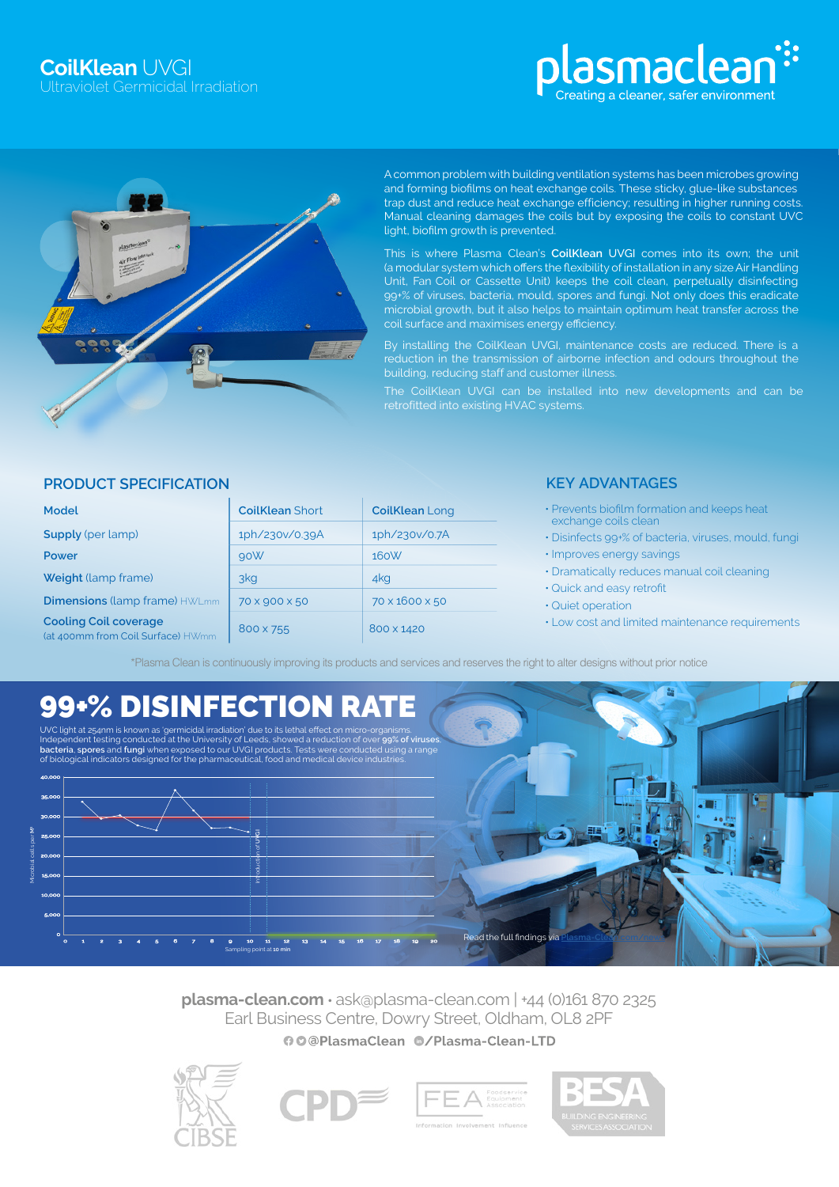# CoilKlean UVGI

Ultraviolet Germicidal Irradiation

plasmaclean
Creating a cleaner, safer environment

A common problem with building ventilation systems has been microbes growing and forming biofilms on heat exchange coils. These sticky, glue-like substances trap dust and reduce heat exchange efficiency; resulting in higher running costs. Manual cleaning damages the coils but by exposing the coils to constant UVC light, biofilm growth is prevented.

This is where Plasma Clean's **CoilKlean** UVGI comes into its own; the unit (a modular system which offers the flexibility of installation in any size Air Handling Unit, Fan Coil or Cassette Unit) keeps the coil clean, perpetually disinfecting 99+% of viruses, bacteria, mould, spores and fungi. Not only does this eradicate microbial growth, but it also helps to maintain optimum heat transfer across the coil surface and maximises energy efficiency.

By installing the CoilKlean UVGI, maintenance costs are reduced. There is a reduction in the transmission of airborne infection and odours throughout the building, reducing staff and customer illness.

The CoilKlean UVGI can be installed into new developments and can be retrofitted into existing HVAC systems.

## PRODUCT SPECIFICATION

| **Model** | **CoilKlean** Short | **CoilKlean** Long |
|---|---|---|
| **Supply** (per lamp) | 1ph/230v/0.39A | 1ph/230v/0.7A |
| **Power** | 90W | 160W |
| **Weight** (lamp frame) | 3kg | 4kg |
| **Dimensions** (lamp frame) HWLmm | 70 x 900 x 50 | 70 x 1600 x 50 |
| **Cooling Coil coverage** (at 400mm from Coil Surface) HWmm | 800 x 755 | 800 x 1420 |

## KEY ADVANTAGES

- Prevents biofilm formation and keeps heat exchange coils clean
- Disinfects 99+% of bacteria, viruses, mould, fungi
- Improves energy savings
- Dramatically reduces manual coil cleaning
- Quick and easy retrofit
- Quiet operation
- Low cost and limited maintenance requirements

*Plasma Clean is continuously improving its products and services and reserves the right to alter designs without prior notice

# 99+% DISINFECTION RATE

UVC light at 254nm is known as 'germicidal irradiation' due to its lethal effect on micro-organisms. Independent testing conducted at the University of Leeds, showed a reduction of over **99% of viruses**, **bacteria**, **spores** and **fungi** when exposed to our UVGI products. Tests were conducted using a range of biological indicators designed for the pharmaceutical, food and medical device industries.

Read the full findings via Plasma-Clean.com

**plasma-clean.com** · ask@plasma-clean.com | +44 (0)161 870 2325
Earl Business Centre, Dowry Street, Oldham, OL8 2PF

@PlasmaClean /Plasma-Clean-LTD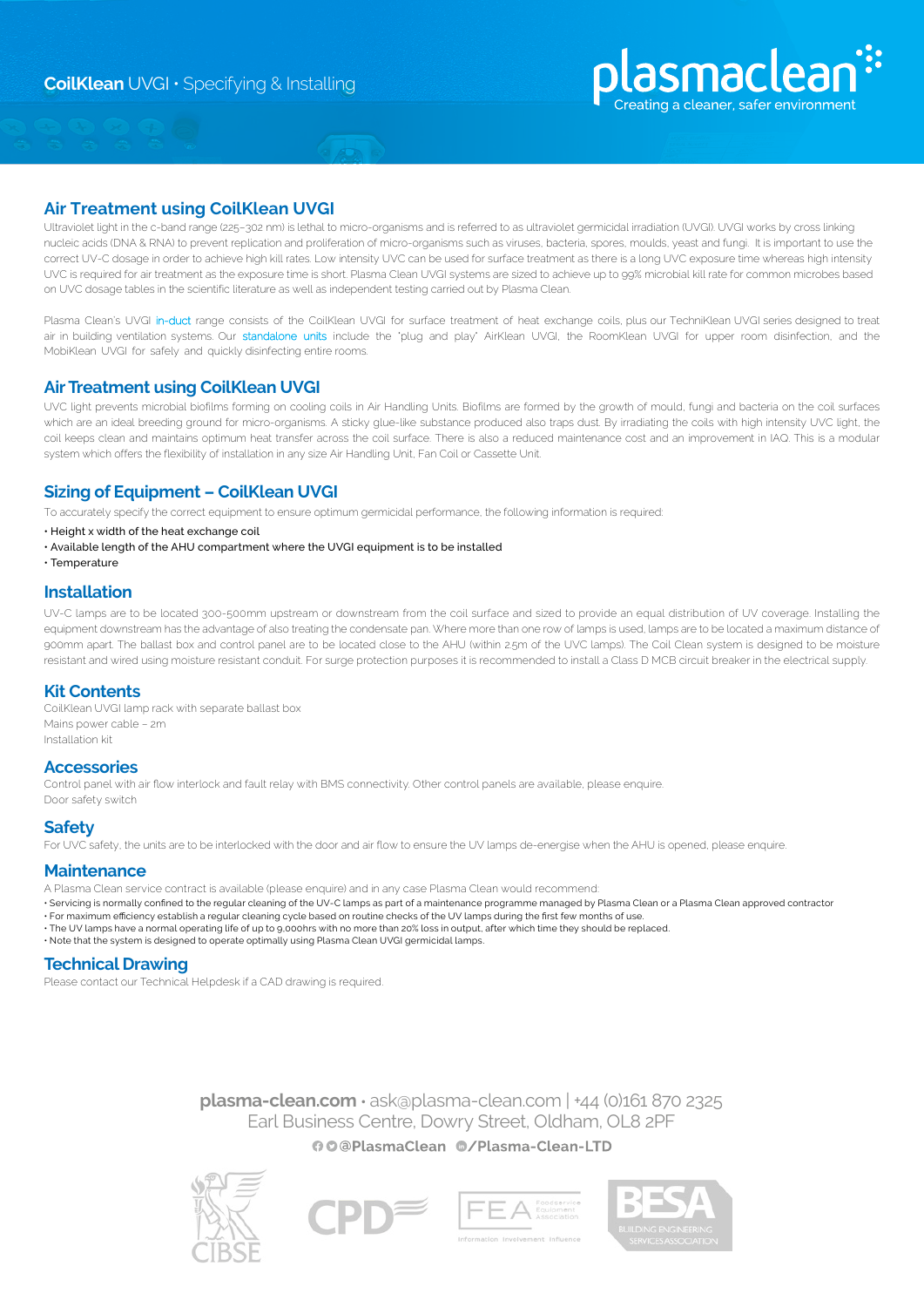## Air Treatment using CoilKlean UVGI

Ultraviolet light in the c-band range (225–302 nm) is lethal to micro-organisms and is referred to as ultraviolet germicidal irradiation (UVGI). UVGI works by cross linking nucleic acids (DNA & RNA) to prevent replication and proliferation of micro-organisms such as viruses, bacteria, spores, moulds, yeast and fungi. It is important to use the correct UV-C dosage in order to achieve high kill rates. Low intensity UVC can be used for surface treatment as there is a long UVC exposure time whereas high intensity UVC is required for air treatment as the exposure time is short. Plasma Clean UVGI systems are sized to achieve up to 99% microbial kill rate for common microbes based on UVC dosage tables in the scientific literature as well as independent testing carried out by Plasma Clean.

Plasma Clean's UVGI in-duct range consists of the CoilKlean UVGI for surface treatment of heat exchange coils, plus our TechniKlean UVGI series designed to treat air in building ventilation systems. Our standalone units include the 'plug and play' AirKlean UVGI, the RoomKlean UVGI for upper room disinfection, and the MobiKlean UVGI for safely and quickly disinfecting entire rooms.

## Air Treatment using CoilKlean UVGI

UVC light prevents microbial biofilms forming on cooling coils in Air Handling Units. Biofilms are formed by the growth of mould, fungi and bacteria on the coil surfaces which are an ideal breeding ground for micro-organisms. A sticky glue-like substance produced also traps dust. By irradiating the coils with high intensity UVC light, the coil keeps clean and maintains optimum heat transfer across the coil surface. There is also a reduced maintenance cost and an improvement in IAQ. This is a modular system which offers the flexibility of installation in any size Air Handling Unit, Fan Coil or Cassette Unit.

## Sizing of Equipment – CoilKlean UVGI

To accurately specify the correct equipment to ensure optimum germicidal performance, the following information is required:

- Height x width of the heat exchange coil
- Available length of the AHU compartment where the UVGI equipment is to be installed
- Temperature

## Installation

UV-C lamps are to be located 300-500mm upstream or downstream from the coil surface and sized to provide an equal distribution of UV coverage. Installing the equipment downstream has the advantage of also treating the condensate pan. Where more than one row of lamps is used, lamps are to be located a maximum distance of 900mm apart. The ballast box and control panel are to be located close to the AHU (within 2.5m of the UVC lamps). The Coil Clean system is designed to be moisture resistant and wired using moisture resistant conduit. For surge protection purposes it is recommended to install a Class D MCB circuit breaker in the electrical supply.

## Kit Contents

CoilKlean UVGI lamp rack with separate ballast box
Mains power cable – 2m
Installation kit

## Accessories

Control panel with air flow interlock and fault relay with BMS connectivity. Other control panels are available, please enquire.
Door safety switch

## Safety

For UVC safety, the units are to be interlocked with the door and air flow to ensure the UV lamps de-energise when the AHU is opened, please enquire.

## Maintenance

A Plasma Clean service contract is available (please enquire) and in any case Plasma Clean would recommend:

- Servicing is normally confined to the regular cleaning of the UV-C lamps as part of a maintenance programme managed by Plasma Clean or a Plasma Clean approved contractor
- For maximum efficiency establish a regular cleaning cycle based on routine checks of the UV lamps during the first few months of use.
- The UV lamps have a normal operating life of up to 9,000hrs with no more than 20% loss in output, after which time they should be replaced.
- Note that the system is designed to operate optimally using Plasma Clean UVGI germicidal lamps.

## Technical Drawing

Please contact our Technical Helpdesk if a CAD drawing is required.

**plasma-clean.com** • ask@plasma-clean.com | +44 (0)161 870 2325
Earl Business Centre, Dowry Street, Oldham, OL8 2PF
@PlasmaClean /Plasma-Clean-LTD